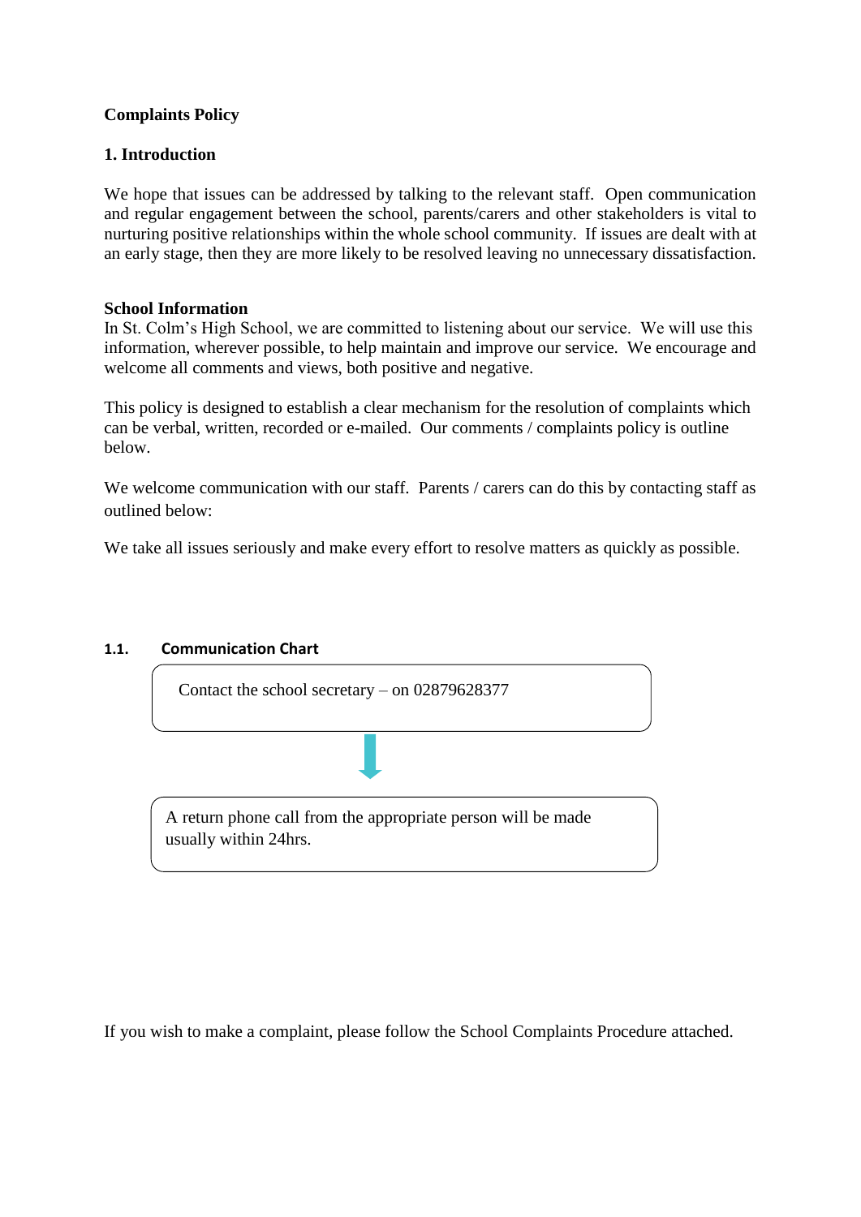**Complaints Policy**

## 1. Introduction

We hope that issues can be addressed by talking to the relevant staff. Open communication and regular engagement between the school, parents/carers and other stakeholders is vital to nurturing positive relationships within the whole school community. If issues are dealt with at an early stage, then they are more likely to be resolved leaving no unnecessary dissatisfaction.

**School Information**

In St. Colm's High School, we are committed to listening about our service. We will use this information, wherever possible, to help maintain and improve our service. We encourage and welcome all comments and views, both positive and negative.

This policy is designed to establish a clear mechanism for the resolution of complaints which can be verbal, written, recorded or e-mailed. Our comments / complaints policy is outline below.

We welcome communication with our staff. Parents / carers can do this by contacting staff as outlined below:

We take all issues seriously and make every effort to resolve matters as quickly as possible.

### 1.1. Communication Chart

Contact the school secretary – on 02879628377

↓

A return phone call from the appropriate person will be made usually within 24hrs.

If you wish to make a complaint, please follow the School Complaints Procedure attached.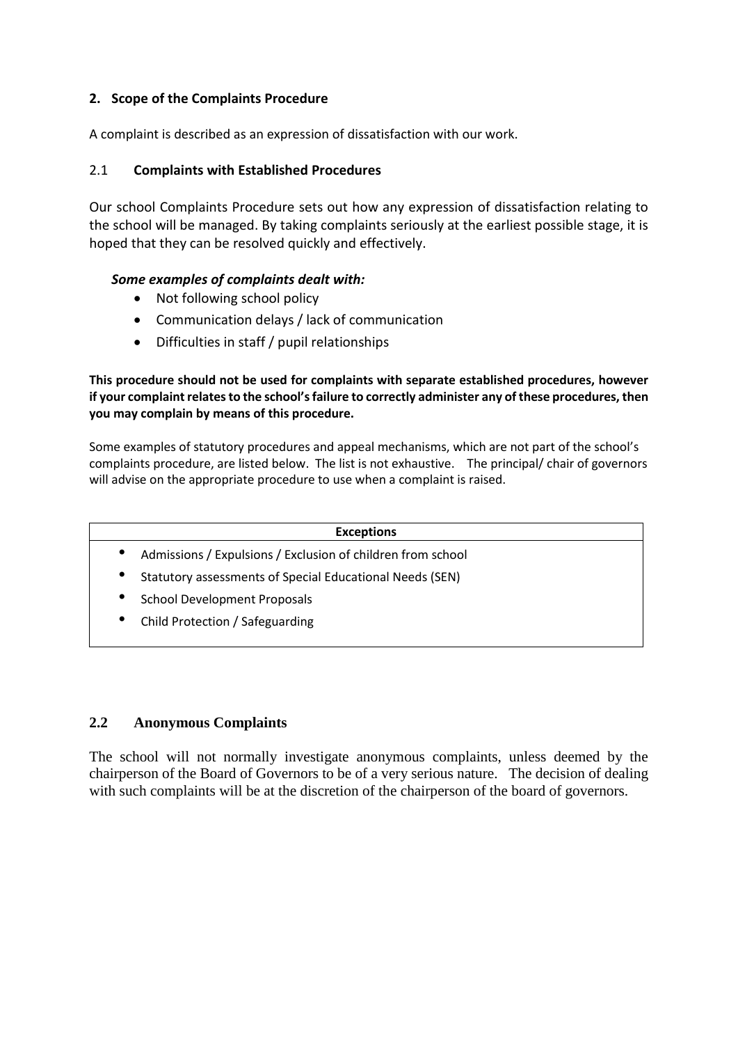## 2. Scope of the Complaints Procedure

A complaint is described as an expression of dissatisfaction with our work.

### 2.1 Complaints with Established Procedures

Our school Complaints Procedure sets out how any expression of dissatisfaction relating to the school will be managed. By taking complaints seriously at the earliest possible stage, it is hoped that they can be resolved quickly and effectively.

***Some examples of complaints dealt with:***

- Not following school policy
- Communication delays / lack of communication
- Difficulties in staff / pupil relationships

**This procedure should not be used for complaints with separate established procedures, however if your complaint relates to the school's failure to correctly administer any of these procedures, then you may complain by means of this procedure.**

Some examples of statutory procedures and appeal mechanisms, which are not part of the school's complaints procedure, are listed below. The list is not exhaustive. The principal/ chair of governors will advise on the appropriate procedure to use when a complaint is raised.

| **Exceptions** |
| --- |
| • Admissions / Expulsions / Exclusion of children from school<br>• Statutory assessments of Special Educational Needs (SEN)<br>• School Development Proposals<br>• Child Protection / Safeguarding |

### 2.2 Anonymous Complaints

The school will not normally investigate anonymous complaints, unless deemed by the chairperson of the Board of Governors to be of a very serious nature. The decision of dealing with such complaints will be at the discretion of the chairperson of the board of governors.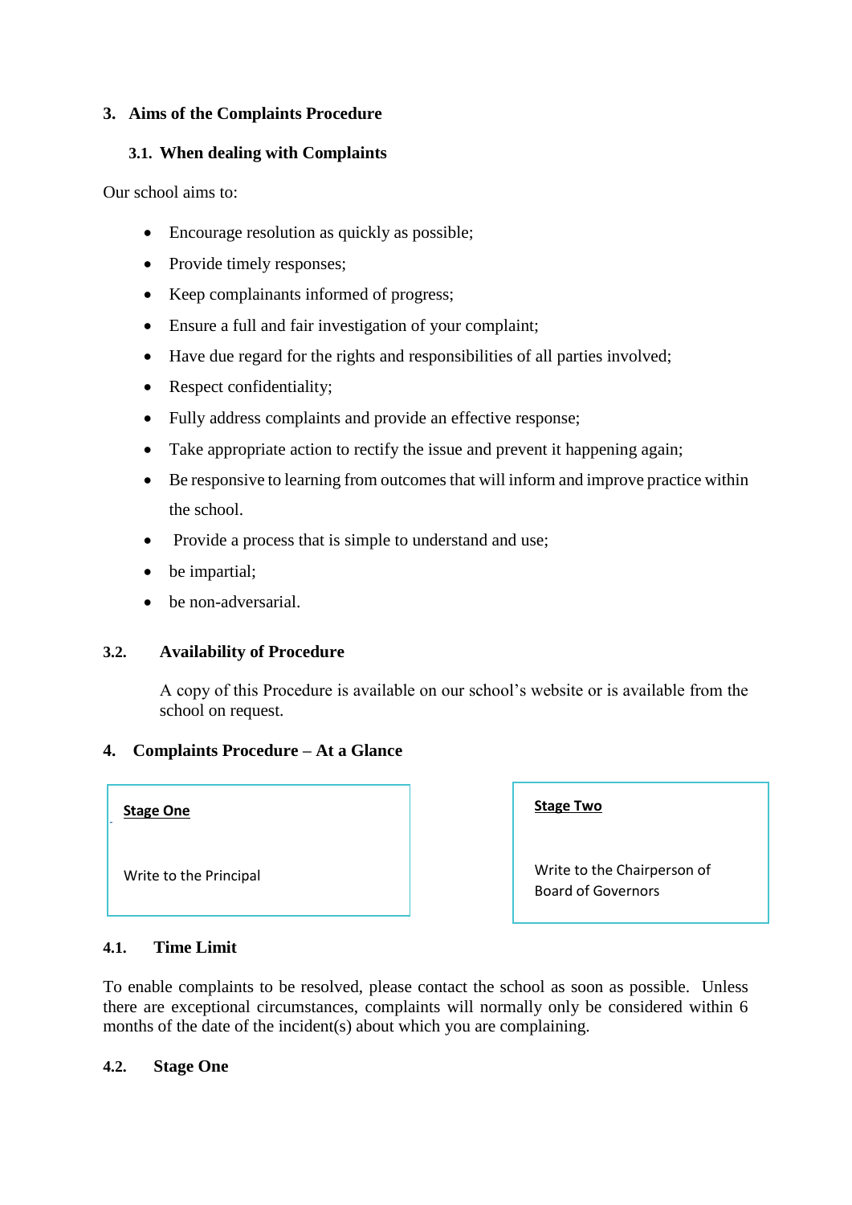## 3. Aims of the Complaints Procedure

### 3.1. When dealing with Complaints

Our school aims to:

- Encourage resolution as quickly as possible;
- Provide timely responses;
- Keep complainants informed of progress;
- Ensure a full and fair investigation of your complaint;
- Have due regard for the rights and responsibilities of all parties involved;
- Respect confidentiality;
- Fully address complaints and provide an effective response;
- Take appropriate action to rectify the issue and prevent it happening again;
- Be responsive to learning from outcomes that will inform and improve practice within the school.
- Provide a process that is simple to understand and use;
- be impartial;
- be non-adversarial.

### 3.2. Availability of Procedure

A copy of this Procedure is available on our school's website or is available from the school on request.

## 4. Complaints Procedure – At a Glance

| Stage One | Stage Two |
|---|---|
| Write to the Principal | Write to the Chairperson of Board of Governors |

### 4.1. Time Limit

To enable complaints to be resolved, please contact the school as soon as possible. Unless there are exceptional circumstances, complaints will normally only be considered within 6 months of the date of the incident(s) about which you are complaining.

### 4.2. Stage One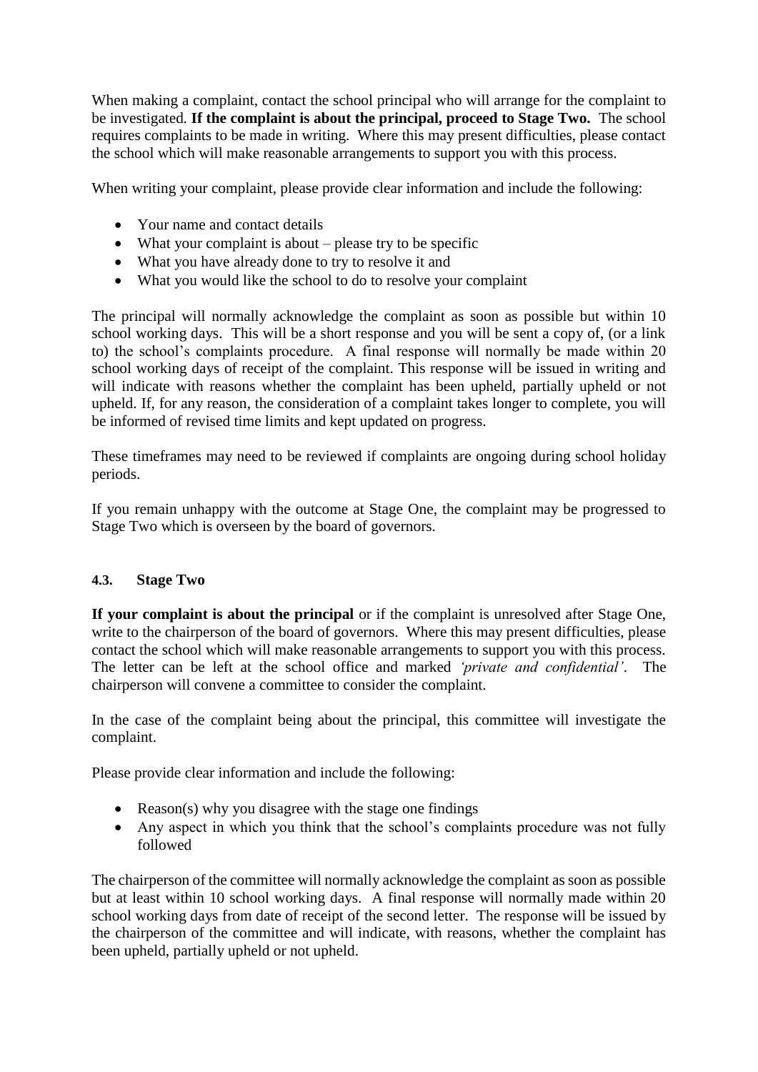When making a complaint, contact the school principal who will arrange for the complaint to be investigated. **If the complaint is about the principal, proceed to Stage Two.** The school requires complaints to be made in writing. Where this may present difficulties, please contact the school which will make reasonable arrangements to support you with this process.

When writing your complaint, please provide clear information and include the following:

- Your name and contact details
- What your complaint is about – please try to be specific
- What you have already done to try to resolve it and
- What you would like the school to do to resolve your complaint

The principal will normally acknowledge the complaint as soon as possible but within 10 school working days. This will be a short response and you will be sent a copy of, (or a link to) the school's complaints procedure. A final response will normally be made within 20 school working days of receipt of the complaint. This response will be issued in writing and will indicate with reasons whether the complaint has been upheld, partially upheld or not upheld. If, for any reason, the consideration of a complaint takes longer to complete, you will be informed of revised time limits and kept updated on progress.

These timeframes may need to be reviewed if complaints are ongoing during school holiday periods.

If you remain unhappy with the outcome at Stage One, the complaint may be progressed to Stage Two which is overseen by the board of governors.

### 4.3. Stage Two

**If your complaint is about the principal** or if the complaint is unresolved after Stage One, write to the chairperson of the board of governors. Where this may present difficulties, please contact the school which will make reasonable arrangements to support you with this process. The letter can be left at the school office and marked *'private and confidential'*. The chairperson will convene a committee to consider the complaint.

In the case of the complaint being about the principal, this committee will investigate the complaint.

Please provide clear information and include the following:

- Reason(s) why you disagree with the stage one findings
- Any aspect in which you think that the school's complaints procedure was not fully followed

The chairperson of the committee will normally acknowledge the complaint as soon as possible but at least within 10 school working days. A final response will normally made within 20 school working days from date of receipt of the second letter. The response will be issued by the chairperson of the committee and will indicate, with reasons, whether the complaint has been upheld, partially upheld or not upheld.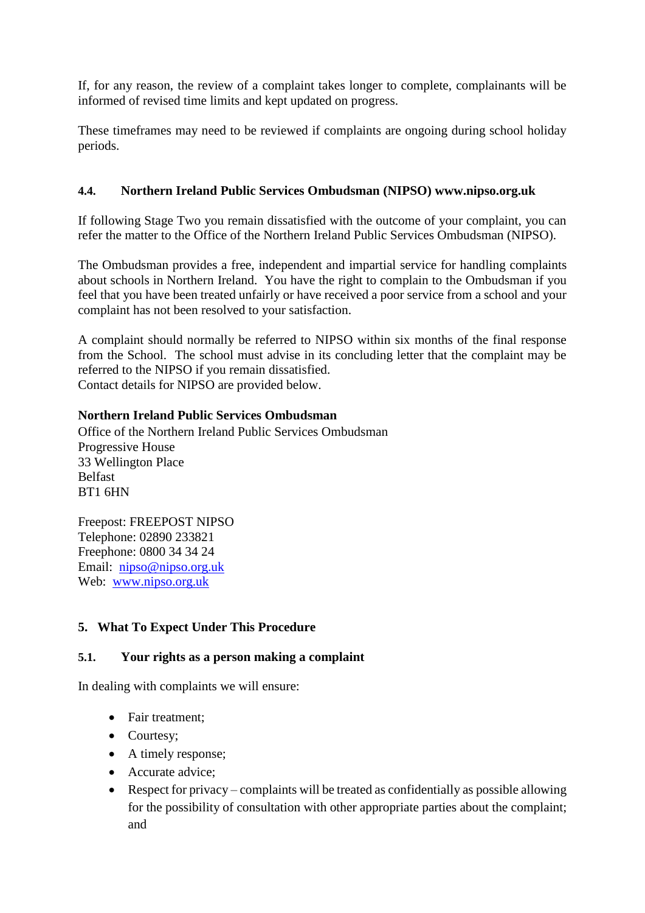If, for any reason, the review of a complaint takes longer to complete, complainants will be informed of revised time limits and kept updated on progress.

These timeframes may need to be reviewed if complaints are ongoing during school holiday periods.

### 4.4. Northern Ireland Public Services Ombudsman (NIPSO) www.nipso.org.uk

If following Stage Two you remain dissatisfied with the outcome of your complaint, you can refer the matter to the Office of the Northern Ireland Public Services Ombudsman (NIPSO).

The Ombudsman provides a free, independent and impartial service for handling complaints about schools in Northern Ireland. You have the right to complain to the Ombudsman if you feel that you have been treated unfairly or have received a poor service from a school and your complaint has not been resolved to your satisfaction.

A complaint should normally be referred to NIPSO within six months of the final response from the School. The school must advise in its concluding letter that the complaint may be referred to the NIPSO if you remain dissatisfied.
Contact details for NIPSO are provided below.

**Northern Ireland Public Services Ombudsman**
Office of the Northern Ireland Public Services Ombudsman
Progressive House
33 Wellington Place
Belfast
BT1 6HN

Freepost: FREEPOST NIPSO
Telephone: 02890 233821
Freephone: 0800 34 34 24
Email: [nipso@nipso.org.uk](mailto:nipso@nipso.org.uk)
Web: [www.nipso.org.uk](http://www.nipso.org.uk)

## 5. What To Expect Under This Procedure

### 5.1. Your rights as a person making a complaint

In dealing with complaints we will ensure:

- Fair treatment;
- Courtesy;
- A timely response;
- Accurate advice;
- Respect for privacy – complaints will be treated as confidentially as possible allowing for the possibility of consultation with other appropriate parties about the complaint; and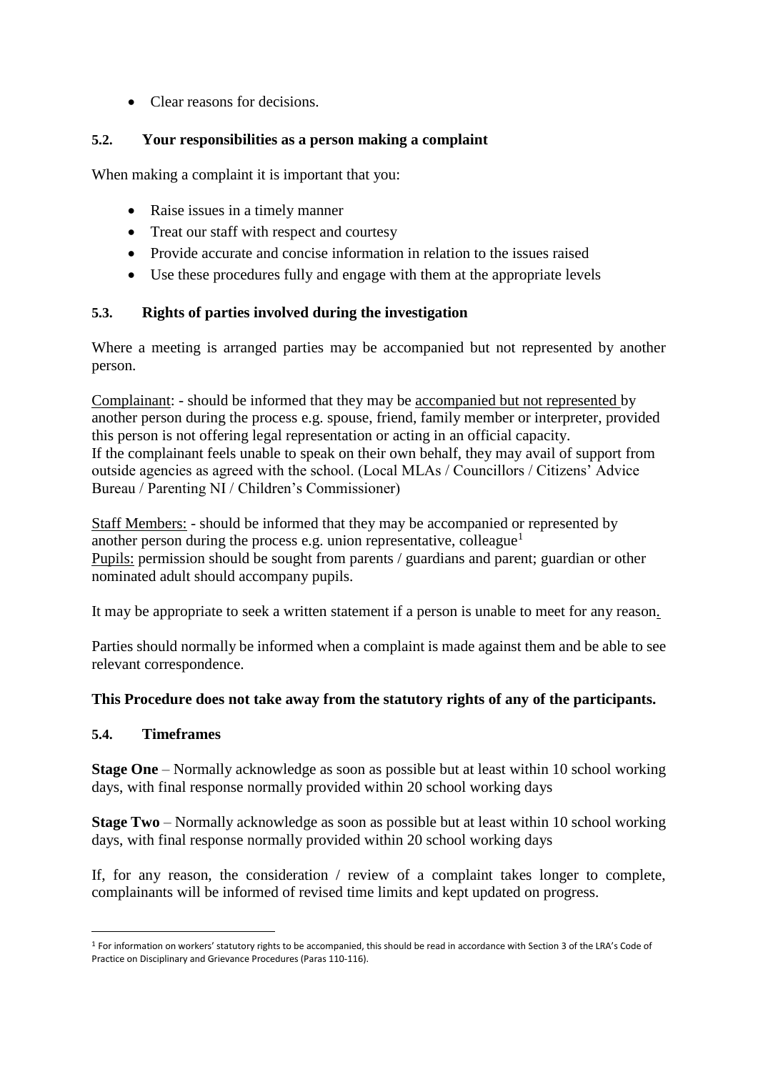- Clear reasons for decisions.

### 5.2. Your responsibilities as a person making a complaint

When making a complaint it is important that you:

- Raise issues in a timely manner
- Treat our staff with respect and courtesy
- Provide accurate and concise information in relation to the issues raised
- Use these procedures fully and engage with them at the appropriate levels

### 5.3. Rights of parties involved during the investigation

Where a meeting is arranged parties may be accompanied but not represented by another person.

Complainant: - should be informed that they may be accompanied but not represented by another person during the process e.g. spouse, friend, family member or interpreter, provided this person is not offering legal representation or acting in an official capacity.
If the complainant feels unable to speak on their own behalf, they may avail of support from outside agencies as agreed with the school. (Local MLAs / Councillors / Citizens' Advice Bureau / Parenting NI / Children's Commissioner)

Staff Members: - should be informed that they may be accompanied or represented by another person during the process e.g. union representative, colleague[1]
Pupils: permission should be sought from parents / guardians and parent; guardian or other nominated adult should accompany pupils.

It may be appropriate to seek a written statement if a person is unable to meet for any reason.

Parties should normally be informed when a complaint is made against them and be able to see relevant correspondence.

**This Procedure does not take away from the statutory rights of any of the participants.**

### 5.4. Timeframes

**Stage One** – Normally acknowledge as soon as possible but at least within 10 school working days, with final response normally provided within 20 school working days

**Stage Two** – Normally acknowledge as soon as possible but at least within 10 school working days, with final response normally provided within 20 school working days

If, for any reason, the consideration / review of a complaint takes longer to complete, complainants will be informed of revised time limits and kept updated on progress.

---

[1] For information on workers' statutory rights to be accompanied, this should be read in accordance with Section 3 of the LRA's Code of Practice on Disciplinary and Grievance Procedures (Paras 110-116).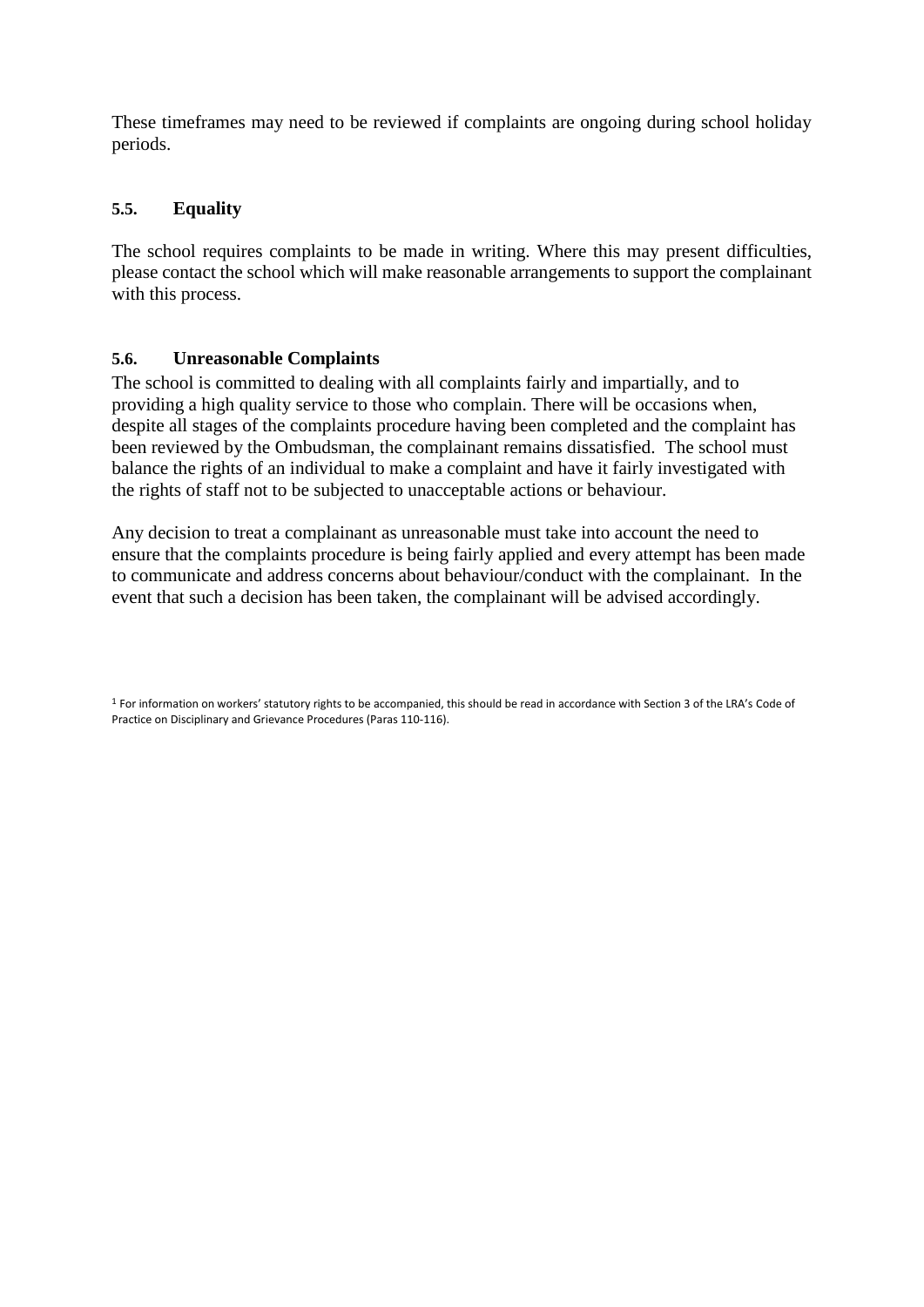These timeframes may need to be reviewed if complaints are ongoing during school holiday periods.

### 5.5. Equality

The school requires complaints to be made in writing. Where this may present difficulties, please contact the school which will make reasonable arrangements to support the complainant with this process.

### 5.6. Unreasonable Complaints

The school is committed to dealing with all complaints fairly and impartially, and to providing a high quality service to those who complain. There will be occasions when, despite all stages of the complaints procedure having been completed and the complaint has been reviewed by the Ombudsman, the complainant remains dissatisfied. The school must balance the rights of an individual to make a complaint and have it fairly investigated with the rights of staff not to be subjected to unacceptable actions or behaviour.

Any decision to treat a complainant as unreasonable must take into account the need to ensure that the complaints procedure is being fairly applied and every attempt has been made to communicate and address concerns about behaviour/conduct with the complainant. In the event that such a decision has been taken, the complainant will be advised accordingly.

[1] For information on workers' statutory rights to be accompanied, this should be read in accordance with Section 3 of the LRA's Code of Practice on Disciplinary and Grievance Procedures (Paras 110-116).